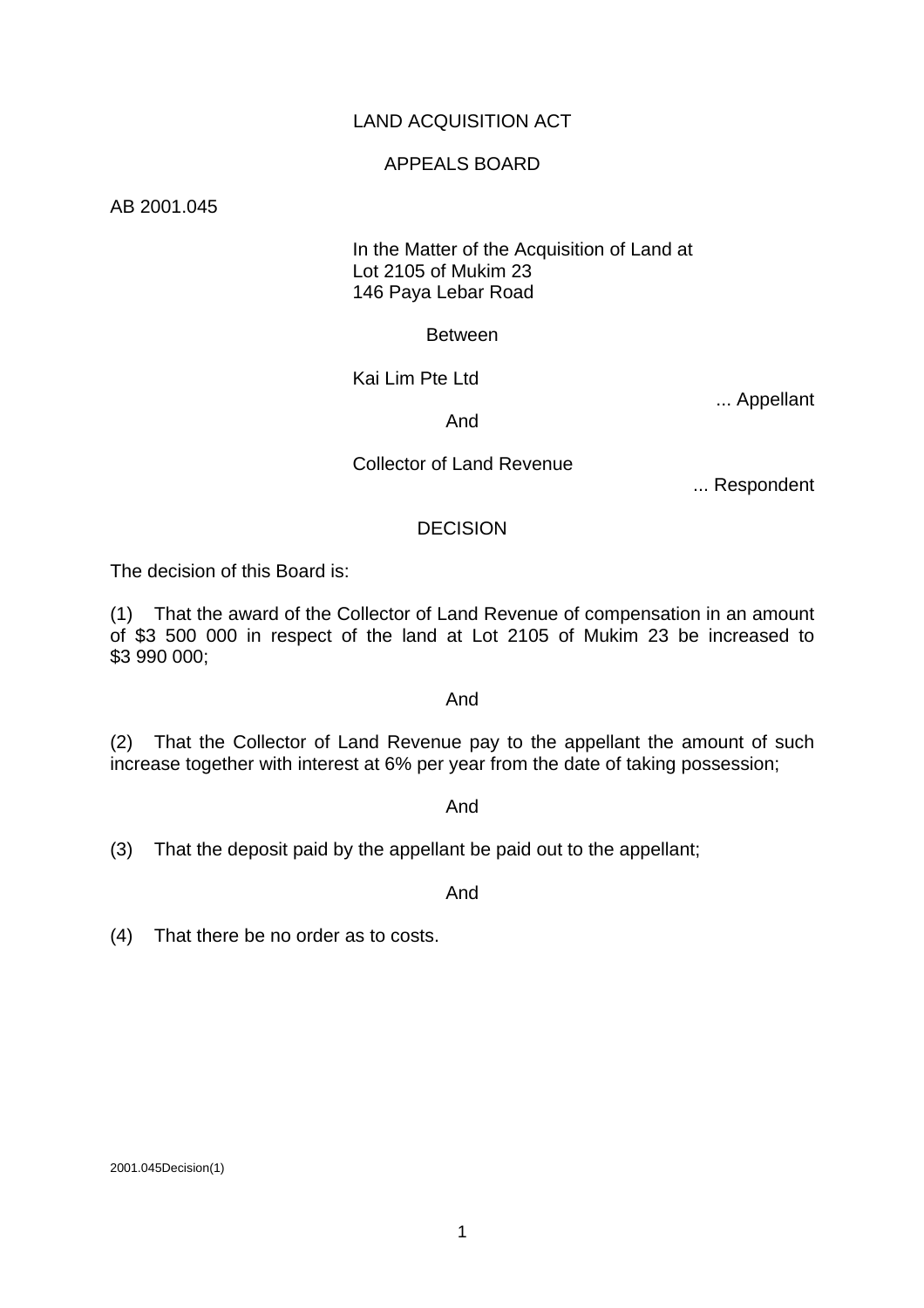LAND ACQUISITION ACT

APPEALS BOARD

AB 2001.045

In the Matter of the Acquisition of Land at
Lot 2105 of Mukim 23
146 Paya Lebar Road

Between

Kai Lim Pte Ltd

... Appellant

And

Collector of Land Revenue

... Respondent

DECISION

The decision of this Board is:

(1) That the award of the Collector of Land Revenue of compensation in an amount of $3 500 000 in respect of the land at Lot 2105 of Mukim 23 be increased to $3 990 000;

And

(2) That the Collector of Land Revenue pay to the appellant the amount of such increase together with interest at 6% per year from the date of taking possession;

And

(3) That the deposit paid by the appellant be paid out to the appellant;

And

(4) That there be no order as to costs.

2001.045Decision(1)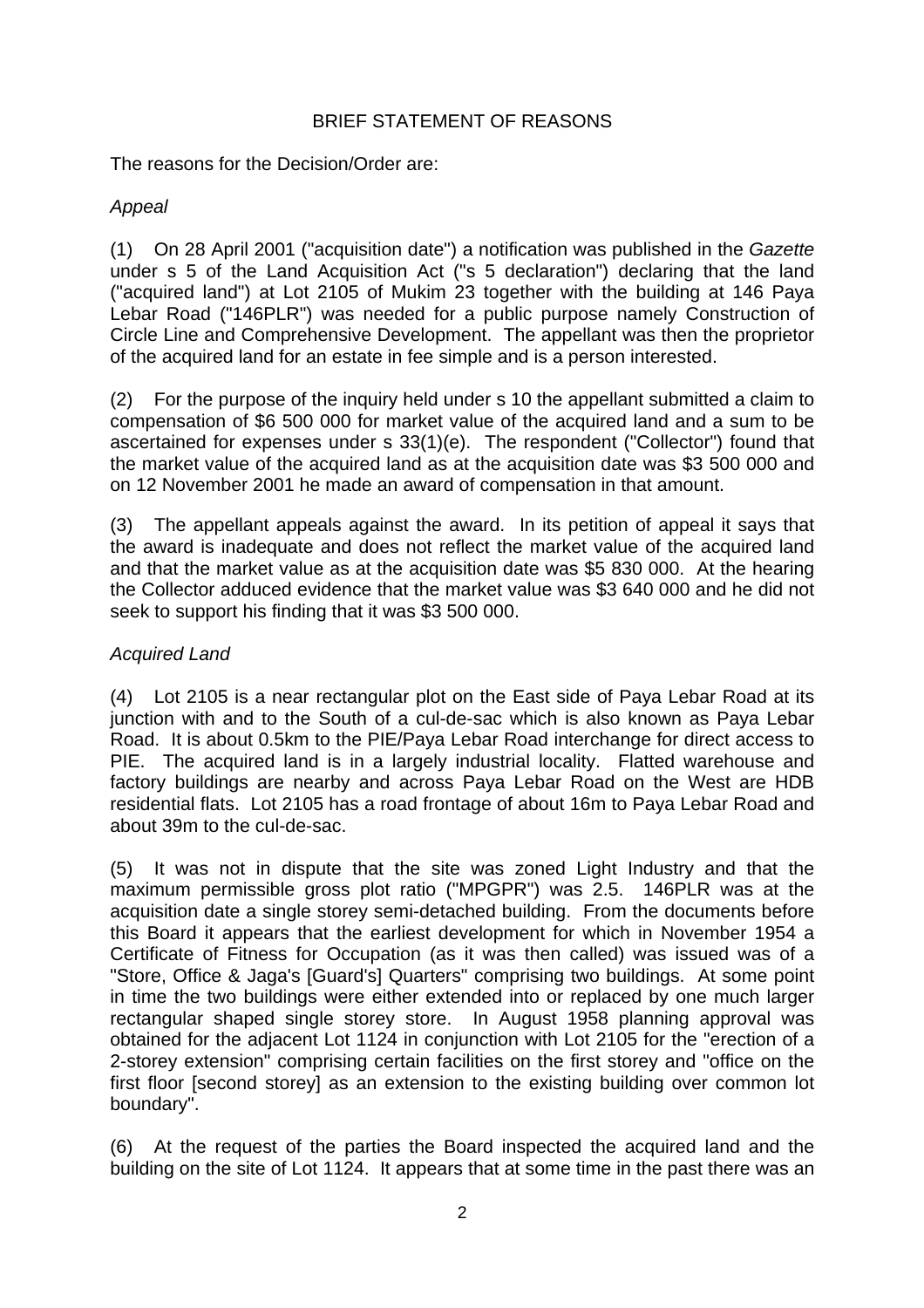BRIEF STATEMENT OF REASONS

The reasons for the Decision/Order are:

*Appeal*

(1) On 28 April 2001 ("acquisition date") a notification was published in the *Gazette* under s 5 of the Land Acquisition Act ("s 5 declaration") declaring that the land ("acquired land") at Lot 2105 of Mukim 23 together with the building at 146 Paya Lebar Road ("146PLR") was needed for a public purpose namely Construction of Circle Line and Comprehensive Development. The appellant was then the proprietor of the acquired land for an estate in fee simple and is a person interested.

(2) For the purpose of the inquiry held under s 10 the appellant submitted a claim to compensation of $6 500 000 for market value of the acquired land and a sum to be ascertained for expenses under s 33(1)(e). The respondent ("Collector") found that the market value of the acquired land as at the acquisition date was $3 500 000 and on 12 November 2001 he made an award of compensation in that amount.

(3) The appellant appeals against the award. In its petition of appeal it says that the award is inadequate and does not reflect the market value of the acquired land and that the market value as at the acquisition date was $5 830 000. At the hearing the Collector adduced evidence that the market value was $3 640 000 and he did not seek to support his finding that it was $3 500 000.

*Acquired Land*

(4) Lot 2105 is a near rectangular plot on the East side of Paya Lebar Road at its junction with and to the South of a cul-de-sac which is also known as Paya Lebar Road. It is about 0.5km to the PIE/Paya Lebar Road interchange for direct access to PIE. The acquired land is in a largely industrial locality. Flatted warehouse and factory buildings are nearby and across Paya Lebar Road on the West are HDB residential flats. Lot 2105 has a road frontage of about 16m to Paya Lebar Road and about 39m to the cul-de-sac.

(5) It was not in dispute that the site was zoned Light Industry and that the maximum permissible gross plot ratio ("MPGPR") was 2.5. 146PLR was at the acquisition date a single storey semi-detached building. From the documents before this Board it appears that the earliest development for which in November 1954 a Certificate of Fitness for Occupation (as it was then called) was issued was of a "Store, Office & Jaga's [Guard's] Quarters" comprising two buildings. At some point in time the two buildings were either extended into or replaced by one much larger rectangular shaped single storey store. In August 1958 planning approval was obtained for the adjacent Lot 1124 in conjunction with Lot 2105 for the "erection of a 2-storey extension" comprising certain facilities on the first storey and "office on the first floor [second storey] as an extension to the existing building over common lot boundary".

(6) At the request of the parties the Board inspected the acquired land and the building on the site of Lot 1124. It appears that at some time in the past there was an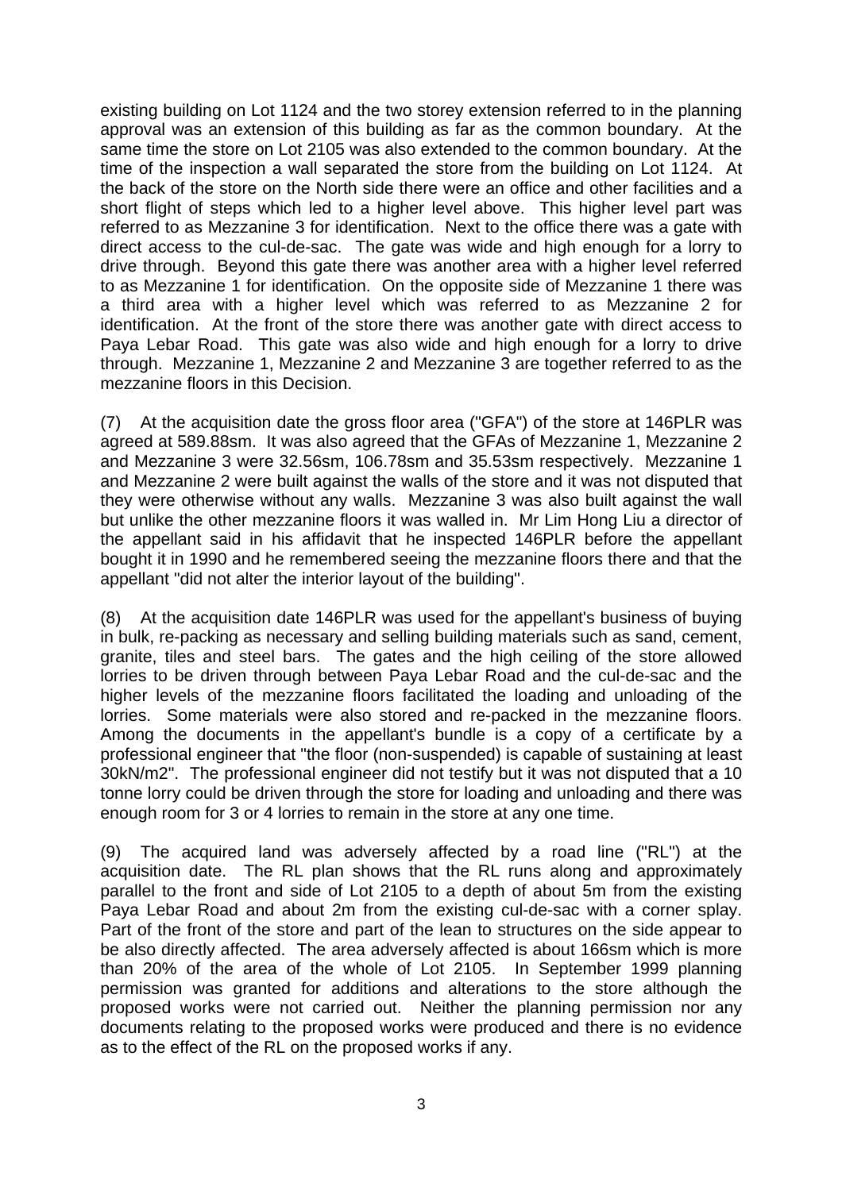existing building on Lot 1124 and the two storey extension referred to in the planning approval was an extension of this building as far as the common boundary. At the same time the store on Lot 2105 was also extended to the common boundary. At the time of the inspection a wall separated the store from the building on Lot 1124. At the back of the store on the North side there were an office and other facilities and a short flight of steps which led to a higher level above. This higher level part was referred to as Mezzanine 3 for identification. Next to the office there was a gate with direct access to the cul-de-sac. The gate was wide and high enough for a lorry to drive through. Beyond this gate there was another area with a higher level referred to as Mezzanine 1 for identification. On the opposite side of Mezzanine 1 there was a third area with a higher level which was referred to as Mezzanine 2 for identification. At the front of the store there was another gate with direct access to Paya Lebar Road. This gate was also wide and high enough for a lorry to drive through. Mezzanine 1, Mezzanine 2 and Mezzanine 3 are together referred to as the mezzanine floors in this Decision.

(7) At the acquisition date the gross floor area ("GFA") of the store at 146PLR was agreed at 589.88sm. It was also agreed that the GFAs of Mezzanine 1, Mezzanine 2 and Mezzanine 3 were 32.56sm, 106.78sm and 35.53sm respectively. Mezzanine 1 and Mezzanine 2 were built against the walls of the store and it was not disputed that they were otherwise without any walls. Mezzanine 3 was also built against the wall but unlike the other mezzanine floors it was walled in. Mr Lim Hong Liu a director of the appellant said in his affidavit that he inspected 146PLR before the appellant bought it in 1990 and he remembered seeing the mezzanine floors there and that the appellant "did not alter the interior layout of the building".

(8) At the acquisition date 146PLR was used for the appellant's business of buying in bulk, re-packing as necessary and selling building materials such as sand, cement, granite, tiles and steel bars. The gates and the high ceiling of the store allowed lorries to be driven through between Paya Lebar Road and the cul-de-sac and the higher levels of the mezzanine floors facilitated the loading and unloading of the lorries. Some materials were also stored and re-packed in the mezzanine floors. Among the documents in the appellant's bundle is a copy of a certificate by a professional engineer that "the floor (non-suspended) is capable of sustaining at least 30kN/m2". The professional engineer did not testify but it was not disputed that a 10 tonne lorry could be driven through the store for loading and unloading and there was enough room for 3 or 4 lorries to remain in the store at any one time.

(9) The acquired land was adversely affected by a road line ("RL") at the acquisition date. The RL plan shows that the RL runs along and approximately parallel to the front and side of Lot 2105 to a depth of about 5m from the existing Paya Lebar Road and about 2m from the existing cul-de-sac with a corner splay. Part of the front of the store and part of the lean to structures on the side appear to be also directly affected. The area adversely affected is about 166sm which is more than 20% of the area of the whole of Lot 2105. In September 1999 planning permission was granted for additions and alterations to the store although the proposed works were not carried out. Neither the planning permission nor any documents relating to the proposed works were produced and there is no evidence as to the effect of the RL on the proposed works if any.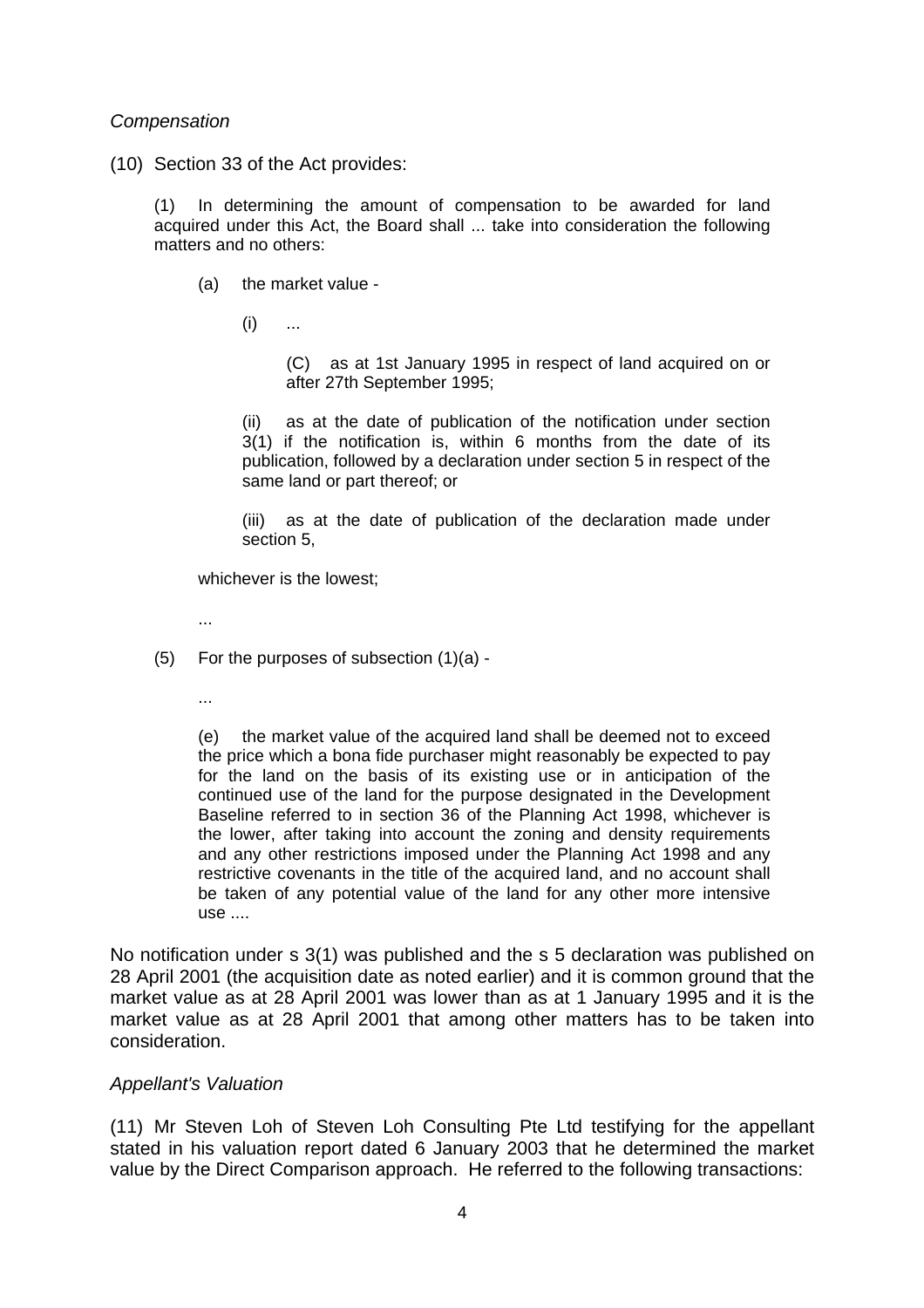*Compensation*

(10) Section 33 of the Act provides:

> (1) In determining the amount of compensation to be awarded for land acquired under this Act, the Board shall ... take into consideration the following matters and no others:
>
> (a) the market value -
>
> (i) ...
>
> (C) as at 1st January 1995 in respect of land acquired on or after 27th September 1995;
>
> (ii) as at the date of publication of the notification under section 3(1) if the notification is, within 6 months from the date of its publication, followed by a declaration under section 5 in respect of the same land or part thereof; or
>
> (iii) as at the date of publication of the declaration made under section 5,
>
> whichever is the lowest;
>
> ...
>
> (5) For the purposes of subsection (1)(a) -
>
> ...
>
> (e) the market value of the acquired land shall be deemed not to exceed the price which a bona fide purchaser might reasonably be expected to pay for the land on the basis of its existing use or in anticipation of the continued use of the land for the purpose designated in the Development Baseline referred to in section 36 of the Planning Act 1998, whichever is the lower, after taking into account the zoning and density requirements and any other restrictions imposed under the Planning Act 1998 and any restrictive covenants in the title of the acquired land, and no account shall be taken of any potential value of the land for any other more intensive use ....

No notification under s 3(1) was published and the s 5 declaration was published on 28 April 2001 (the acquisition date as noted earlier) and it is common ground that the market value as at 28 April 2001 was lower than as at 1 January 1995 and it is the market value as at 28 April 2001 that among other matters has to be taken into consideration.

*Appellant's Valuation*

(11) Mr Steven Loh of Steven Loh Consulting Pte Ltd testifying for the appellant stated in his valuation report dated 6 January 2003 that he determined the market value by the Direct Comparison approach. He referred to the following transactions: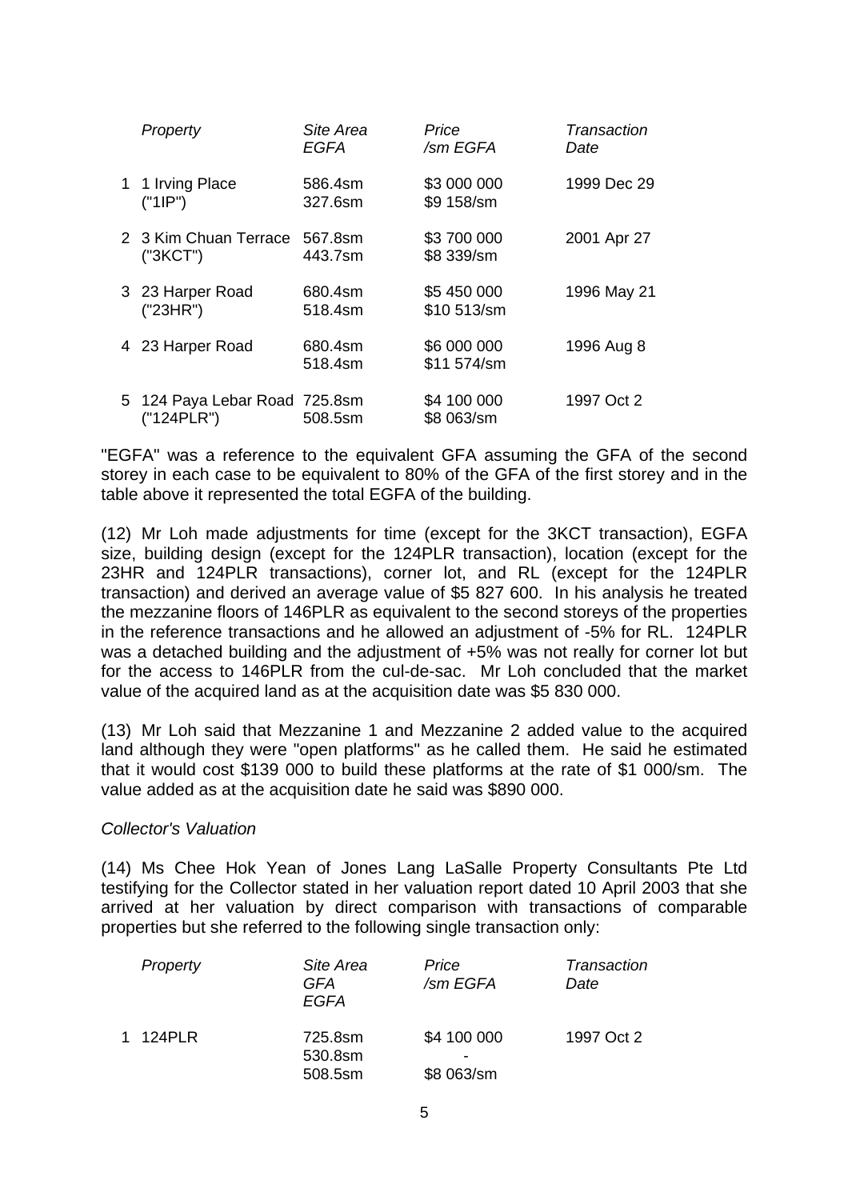| | Property | Site Area<br>EGFA | Price<br>/sm EGFA | Transaction<br>Date |
|---|---|---|---|---|
| 1 | 1 Irving Place<br>("1IP") | 586.4sm<br>327.6sm | \$3 000 000<br>\$9 158/sm | 1999 Dec 29 |
| 2 | 3 Kim Chuan Terrace<br>("3KCT") | 567.8sm<br>443.7sm | \$3 700 000<br>\$8 339/sm | 2001 Apr 27 |
| 3 | 23 Harper Road<br>("23HR") | 680.4sm<br>518.4sm | \$5 450 000<br>\$10 513/sm | 1996 May 21 |
| 4 | 23 Harper Road | 680.4sm<br>518.4sm | \$6 000 000<br>\$11 574/sm | 1996 Aug 8 |
| 5 | 124 Paya Lebar Road<br>("124PLR") | 725.8sm<br>508.5sm | \$4 100 000<br>\$8 063/sm | 1997 Oct 2 |

"EGFA" was a reference to the equivalent GFA assuming the GFA of the second storey in each case to be equivalent to 80% of the GFA of the first storey and in the table above it represented the total EGFA of the building.

(12) Mr Loh made adjustments for time (except for the 3KCT transaction), EGFA size, building design (except for the 124PLR transaction), location (except for the 23HR and 124PLR transactions), corner lot, and RL (except for the 124PLR transaction) and derived an average value of \$5 827 600. In his analysis he treated the mezzanine floors of 146PLR as equivalent to the second storeys of the properties in the reference transactions and he allowed an adjustment of -5% for RL. 124PLR was a detached building and the adjustment of +5% was not really for corner lot but for the access to 146PLR from the cul-de-sac. Mr Loh concluded that the market value of the acquired land as at the acquisition date was \$5 830 000.

(13) Mr Loh said that Mezzanine 1 and Mezzanine 2 added value to the acquired land although they were "open platforms" as he called them. He said he estimated that it would cost \$139 000 to build these platforms at the rate of \$1 000/sm. The value added as at the acquisition date he said was \$890 000.

*Collector's Valuation*

(14) Ms Chee Hok Yean of Jones Lang LaSalle Property Consultants Pte Ltd testifying for the Collector stated in her valuation report dated 10 April 2003 that she arrived at her valuation by direct comparison with transactions of comparable properties but she referred to the following single transaction only:

| | Property | Site Area<br>GFA<br>EGFA | Price<br>/sm EGFA | Transaction<br>Date |
|---|---|---|---|---|
| 1 | 124PLR | 725.8sm<br>530.8sm<br>508.5sm | \$4 100 000<br>-<br>\$8 063/sm | 1997 Oct 2 |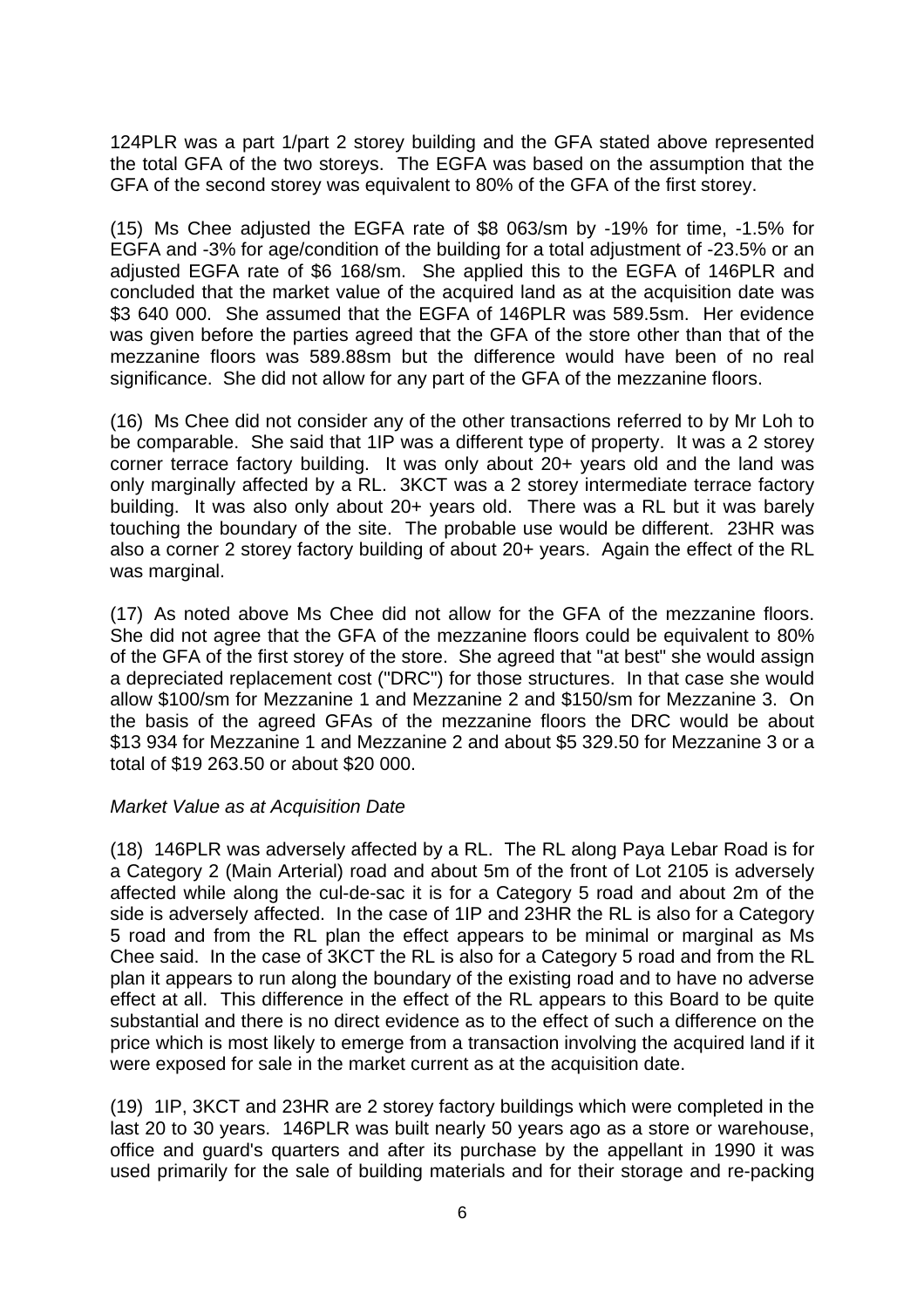124PLR was a part 1/part 2 storey building and the GFA stated above represented the total GFA of the two storeys. The EGFA was based on the assumption that the GFA of the second storey was equivalent to 80% of the GFA of the first storey.

(15) Ms Chee adjusted the EGFA rate of $8 063/sm by -19% for time, -1.5% for EGFA and -3% for age/condition of the building for a total adjustment of -23.5% or an adjusted EGFA rate of $6 168/sm. She applied this to the EGFA of 146PLR and concluded that the market value of the acquired land as at the acquisition date was $3 640 000. She assumed that the EGFA of 146PLR was 589.5sm. Her evidence was given before the parties agreed that the GFA of the store other than that of the mezzanine floors was 589.88sm but the difference would have been of no real significance. She did not allow for any part of the GFA of the mezzanine floors.

(16) Ms Chee did not consider any of the other transactions referred to by Mr Loh to be comparable. She said that 1IP was a different type of property. It was a 2 storey corner terrace factory building. It was only about 20+ years old and the land was only marginally affected by a RL. 3KCT was a 2 storey intermediate terrace factory building. It was also only about 20+ years old. There was a RL but it was barely touching the boundary of the site. The probable use would be different. 23HR was also a corner 2 storey factory building of about 20+ years. Again the effect of the RL was marginal.

(17) As noted above Ms Chee did not allow for the GFA of the mezzanine floors. She did not agree that the GFA of the mezzanine floors could be equivalent to 80% of the GFA of the first storey of the store. She agreed that "at best" she would assign a depreciated replacement cost ("DRC") for those structures. In that case she would allow $100/sm for Mezzanine 1 and Mezzanine 2 and $150/sm for Mezzanine 3. On the basis of the agreed GFAs of the mezzanine floors the DRC would be about $13 934 for Mezzanine 1 and Mezzanine 2 and about $5 329.50 for Mezzanine 3 or a total of $19 263.50 or about $20 000.

*Market Value as at Acquisition Date*

(18) 146PLR was adversely affected by a RL. The RL along Paya Lebar Road is for a Category 2 (Main Arterial) road and about 5m of the front of Lot 2105 is adversely affected while along the cul-de-sac it is for a Category 5 road and about 2m of the side is adversely affected. In the case of 1IP and 23HR the RL is also for a Category 5 road and from the RL plan the effect appears to be minimal or marginal as Ms Chee said. In the case of 3KCT the RL is also for a Category 5 road and from the RL plan it appears to run along the boundary of the existing road and to have no adverse effect at all. This difference in the effect of the RL appears to this Board to be quite substantial and there is no direct evidence as to the effect of such a difference on the price which is most likely to emerge from a transaction involving the acquired land if it were exposed for sale in the market current as at the acquisition date.

(19) 1IP, 3KCT and 23HR are 2 storey factory buildings which were completed in the last 20 to 30 years. 146PLR was built nearly 50 years ago as a store or warehouse, office and guard's quarters and after its purchase by the appellant in 1990 it was used primarily for the sale of building materials and for their storage and re-packing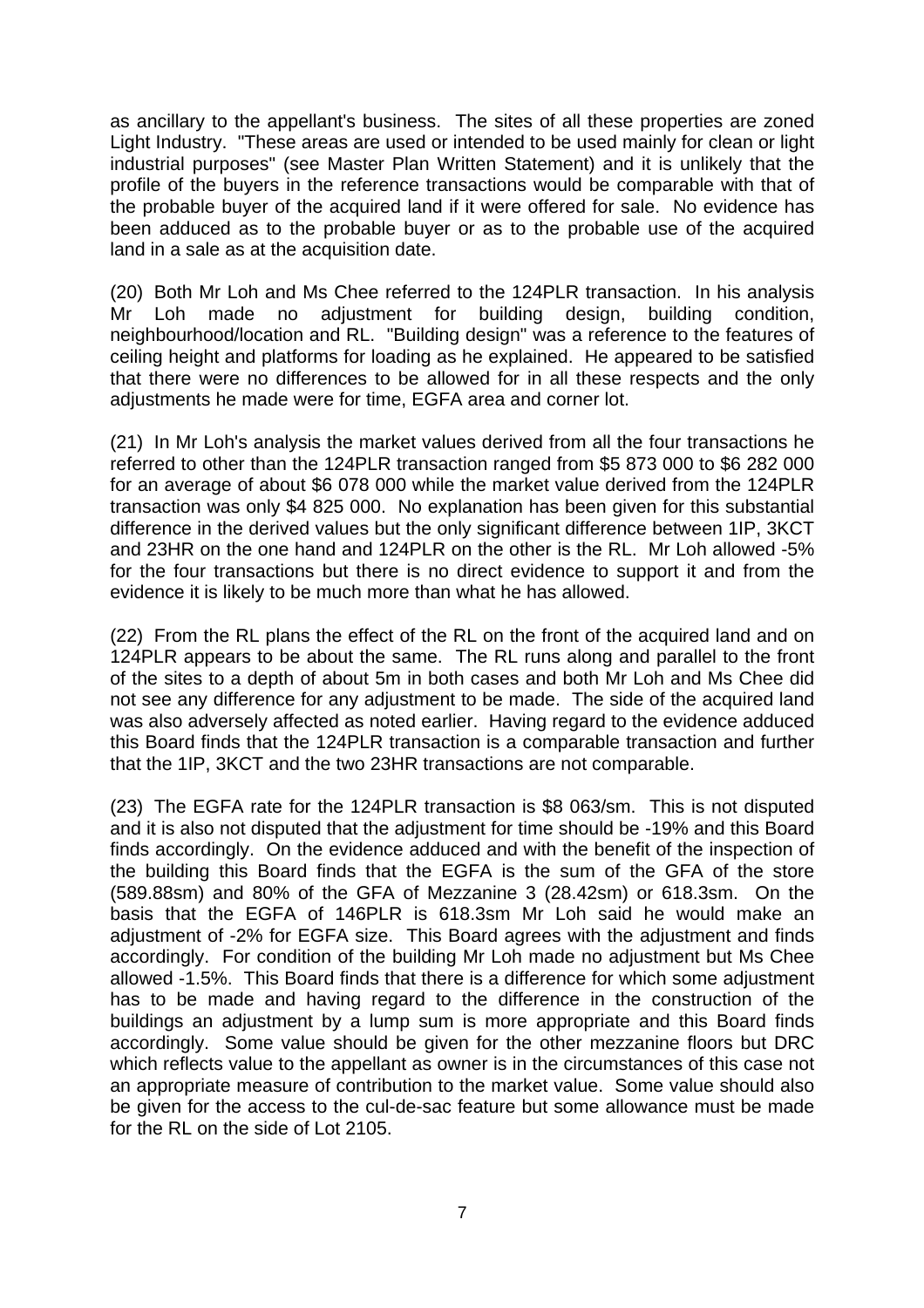as ancillary to the appellant's business. The sites of all these properties are zoned Light Industry. "These areas are used or intended to be used mainly for clean or light industrial purposes" (see Master Plan Written Statement) and it is unlikely that the profile of the buyers in the reference transactions would be comparable with that of the probable buyer of the acquired land if it were offered for sale. No evidence has been adduced as to the probable buyer or as to the probable use of the acquired land in a sale as at the acquisition date.

(20) Both Mr Loh and Ms Chee referred to the 124PLR transaction. In his analysis Mr Loh made no adjustment for building design, building condition, neighbourhood/location and RL. "Building design" was a reference to the features of ceiling height and platforms for loading as he explained. He appeared to be satisfied that there were no differences to be allowed for in all these respects and the only adjustments he made were for time, EGFA area and corner lot.

(21) In Mr Loh's analysis the market values derived from all the four transactions he referred to other than the 124PLR transaction ranged from $5 873 000 to $6 282 000 for an average of about $6 078 000 while the market value derived from the 124PLR transaction was only $4 825 000. No explanation has been given for this substantial difference in the derived values but the only significant difference between 1IP, 3KCT and 23HR on the one hand and 124PLR on the other is the RL. Mr Loh allowed -5% for the four transactions but there is no direct evidence to support it and from the evidence it is likely to be much more than what he has allowed.

(22) From the RL plans the effect of the RL on the front of the acquired land and on 124PLR appears to be about the same. The RL runs along and parallel to the front of the sites to a depth of about 5m in both cases and both Mr Loh and Ms Chee did not see any difference for any adjustment to be made. The side of the acquired land was also adversely affected as noted earlier. Having regard to the evidence adduced this Board finds that the 124PLR transaction is a comparable transaction and further that the 1IP, 3KCT and the two 23HR transactions are not comparable.

(23) The EGFA rate for the 124PLR transaction is $8 063/sm. This is not disputed and it is also not disputed that the adjustment for time should be -19% and this Board finds accordingly. On the evidence adduced and with the benefit of the inspection of the building this Board finds that the EGFA is the sum of the GFA of the store (589.88sm) and 80% of the GFA of Mezzanine 3 (28.42sm) or 618.3sm. On the basis that the EGFA of 146PLR is 618.3sm Mr Loh said he would make an adjustment of -2% for EGFA size. This Board agrees with the adjustment and finds accordingly. For condition of the building Mr Loh made no adjustment but Ms Chee allowed -1.5%. This Board finds that there is a difference for which some adjustment has to be made and having regard to the difference in the construction of the buildings an adjustment by a lump sum is more appropriate and this Board finds accordingly. Some value should be given for the other mezzanine floors but DRC which reflects value to the appellant as owner is in the circumstances of this case not an appropriate measure of contribution to the market value. Some value should also be given for the access to the cul-de-sac feature but some allowance must be made for the RL on the side of Lot 2105.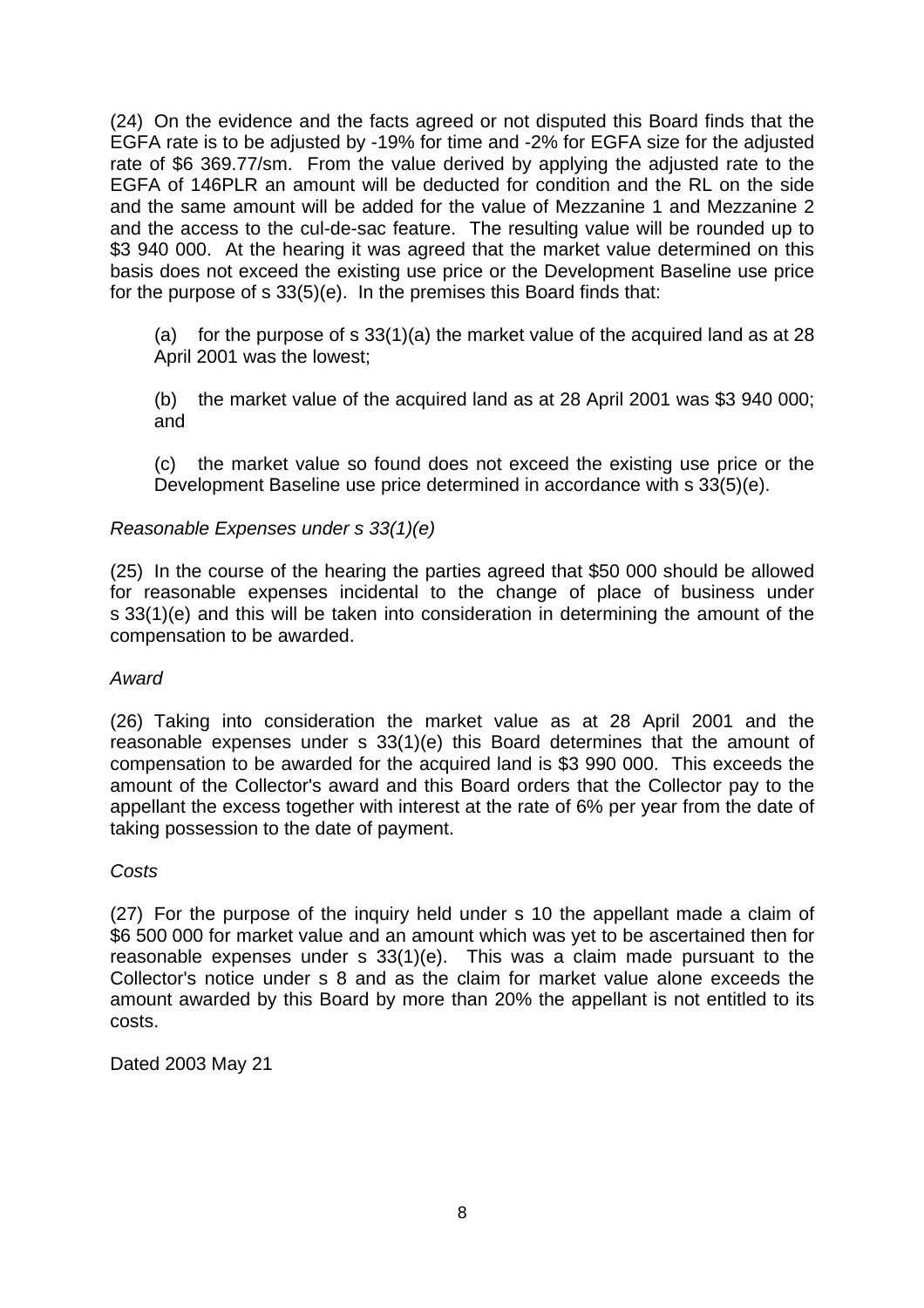(24) On the evidence and the facts agreed or not disputed this Board finds that the EGFA rate is to be adjusted by -19% for time and -2% for EGFA size for the adjusted rate of $6 369.77/sm. From the value derived by applying the adjusted rate to the EGFA of 146PLR an amount will be deducted for condition and the RL on the side and the same amount will be added for the value of Mezzanine 1 and Mezzanine 2 and the access to the cul-de-sac feature. The resulting value will be rounded up to $3 940 000. At the hearing it was agreed that the market value determined on this basis does not exceed the existing use price or the Development Baseline use price for the purpose of s 33(5)(e). In the premises this Board finds that:

(a) for the purpose of s 33(1)(a) the market value of the acquired land as at 28 April 2001 was the lowest;

(b) the market value of the acquired land as at 28 April 2001 was $3 940 000; and

(c) the market value so found does not exceed the existing use price or the Development Baseline use price determined in accordance with s 33(5)(e).

*Reasonable Expenses under s 33(1)(e)*

(25) In the course of the hearing the parties agreed that $50 000 should be allowed for reasonable expenses incidental to the change of place of business under s 33(1)(e) and this will be taken into consideration in determining the amount of the compensation to be awarded.

*Award*

(26) Taking into consideration the market value as at 28 April 2001 and the reasonable expenses under s 33(1)(e) this Board determines that the amount of compensation to be awarded for the acquired land is $3 990 000. This exceeds the amount of the Collector's award and this Board orders that the Collector pay to the appellant the excess together with interest at the rate of 6% per year from the date of taking possession to the date of payment.

*Costs*

(27) For the purpose of the inquiry held under s 10 the appellant made a claim of $6 500 000 for market value and an amount which was yet to be ascertained then for reasonable expenses under s 33(1)(e). This was a claim made pursuant to the Collector's notice under s 8 and as the claim for market value alone exceeds the amount awarded by this Board by more than 20% the appellant is not entitled to its costs.

Dated 2003 May 21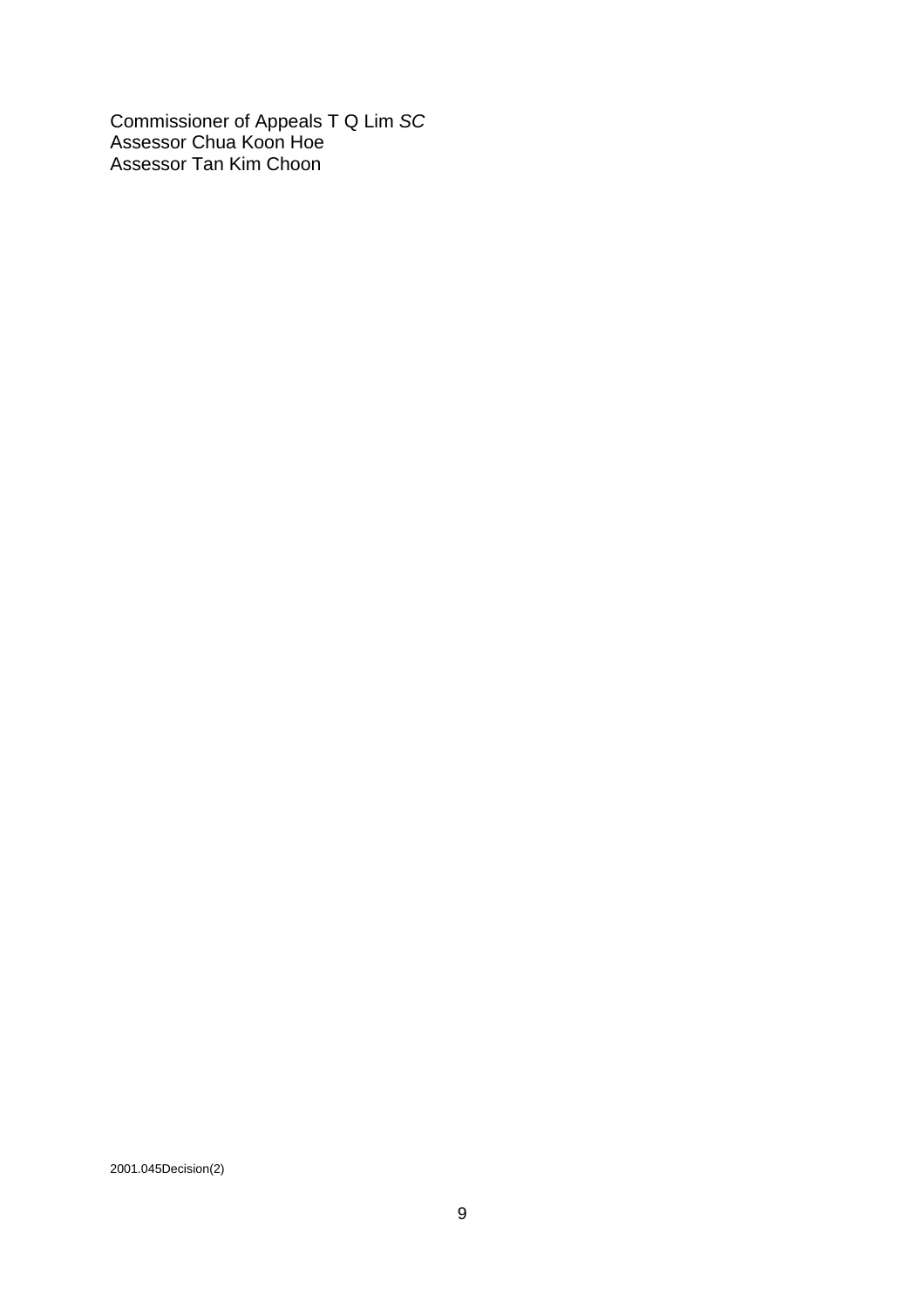Commissioner of Appeals T Q Lim *SC*
Assessor Chua Koon Hoe
Assessor Tan Kim Choon

2001.045Decision(2)